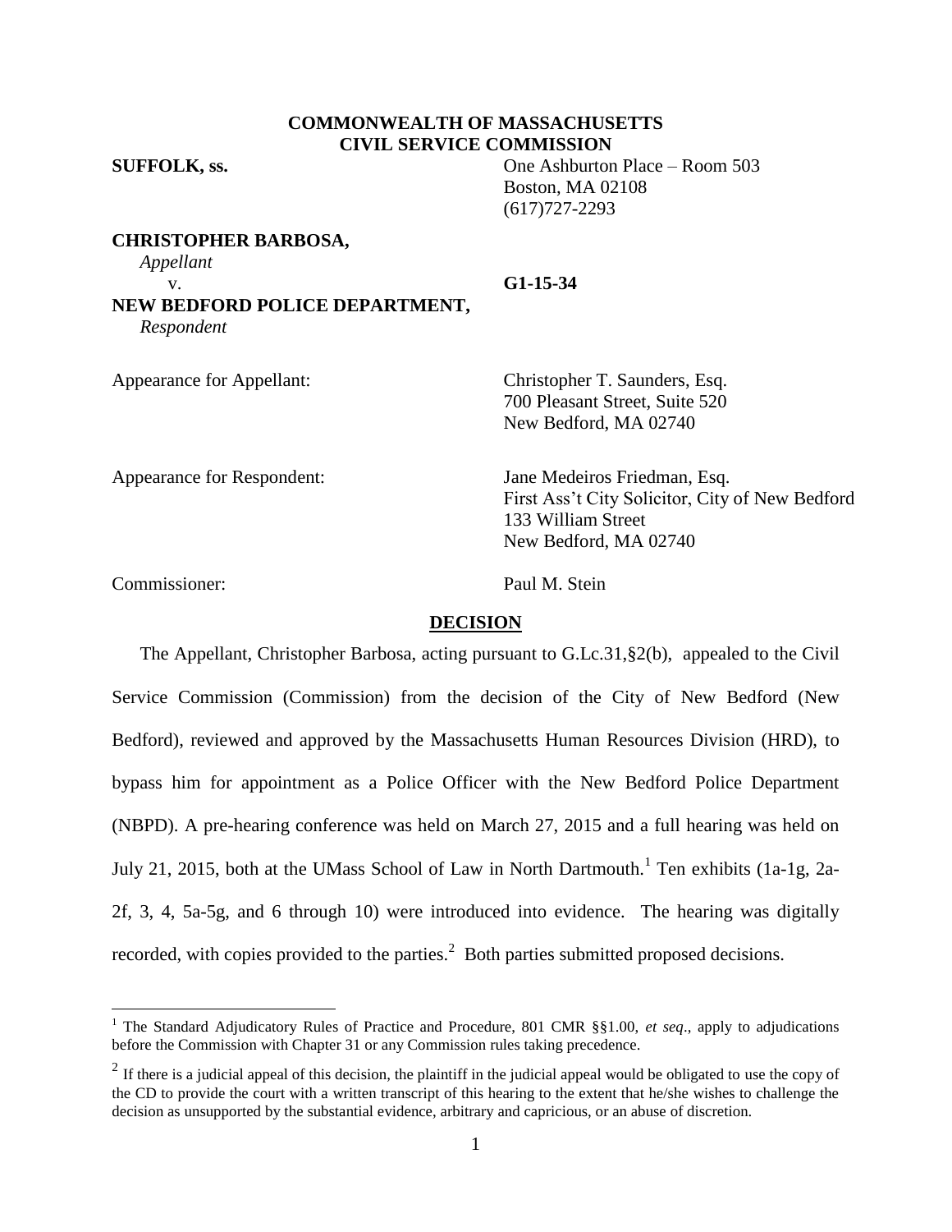**COMMONWEALTH OF MASSACHUSETTS**
**CIVIL SERVICE COMMISSION**

**SUFFOLK, ss.**

One Ashburton Place – Room 503
Boston, MA 02108
(617)727-2293

**CHRISTOPHER BARBOSA,**
*Appellant*

v. **G1-15-34**

**NEW BEDFORD POLICE DEPARTMENT,**
*Respondent*

Appearance for Appellant: Christopher T. Saunders, Esq.
700 Pleasant Street, Suite 520
New Bedford, MA 02740

Appearance for Respondent: Jane Medeiros Friedman, Esq.
First Ass't City Solicitor, City of New Bedford
133 William Street
New Bedford, MA 02740

Commissioner: Paul M. Stein

## DECISION

The Appellant, Christopher Barbosa, acting pursuant to G.L.c.31,§2(b), appealed to the Civil Service Commission (Commission) from the decision of the City of New Bedford (New Bedford), reviewed and approved by the Massachusetts Human Resources Division (HRD), to bypass him for appointment as a Police Officer with the New Bedford Police Department (NBPD). A pre-hearing conference was held on March 27, 2015 and a full hearing was held on July 21, 2015, both at the UMass School of Law in North Dartmouth.[1] Ten exhibits (1a-1g, 2a-2f, 3, 4, 5a-5g, and 6 through 10) were introduced into evidence. The hearing was digitally recorded, with copies provided to the parties.[2] Both parties submitted proposed decisions.

---

[1] The Standard Adjudicatory Rules of Practice and Procedure, 801 CMR §§1.00, *et seq*., apply to adjudications before the Commission with Chapter 31 or any Commission rules taking precedence.

[2] If there is a judicial appeal of this decision, the plaintiff in the judicial appeal would be obligated to use the copy of the CD to provide the court with a written transcript of this hearing to the extent that he/she wishes to challenge the decision as unsupported by the substantial evidence, arbitrary and capricious, or an abuse of discretion.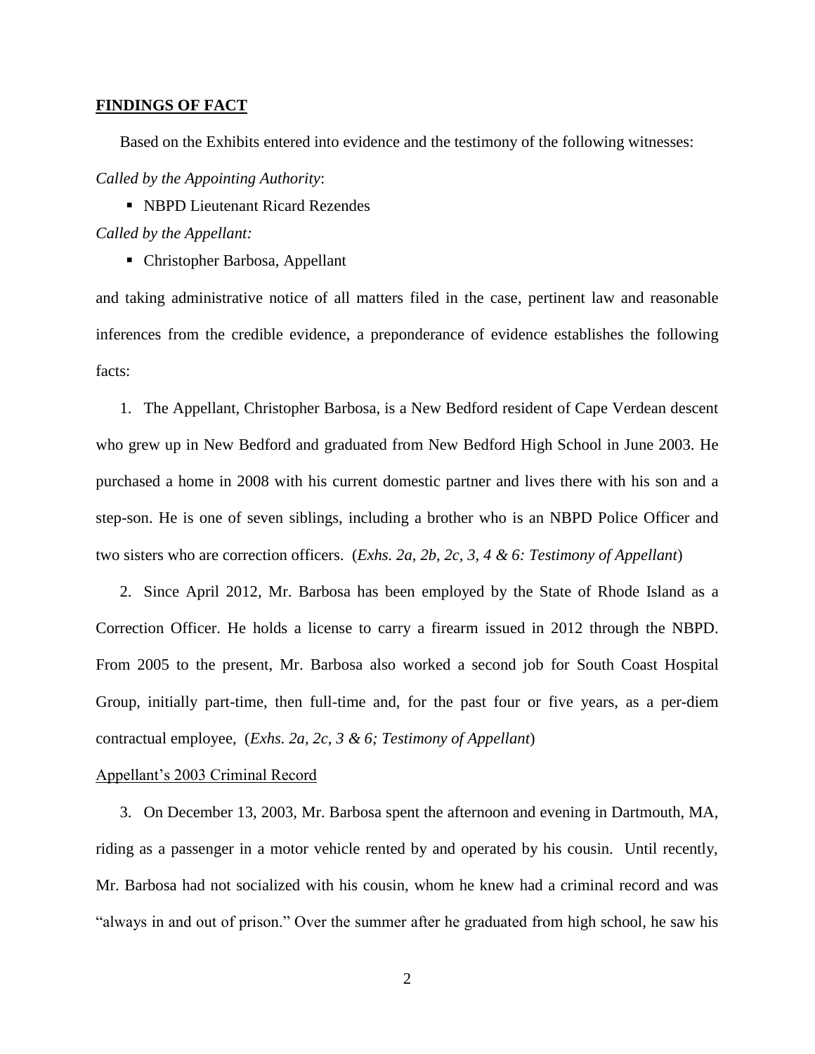## **FINDINGS OF FACT**

Based on the Exhibits entered into evidence and the testimony of the following witnesses:

*Called by the Appointing Authority*:

- NBPD Lieutenant Ricard Rezendes

*Called by the Appellant:*

- Christopher Barbosa, Appellant

and taking administrative notice of all matters filed in the case, pertinent law and reasonable inferences from the credible evidence, a preponderance of evidence establishes the following facts:

1. The Appellant, Christopher Barbosa, is a New Bedford resident of Cape Verdean descent who grew up in New Bedford and graduated from New Bedford High School in June 2003. He purchased a home in 2008 with his current domestic partner and lives there with his son and a step-son. He is one of seven siblings, including a brother who is an NBPD Police Officer and two sisters who are correction officers. (*Exhs. 2a, 2b, 2c, 3, 4 & 6: Testimony of Appellant*)

2. Since April 2012, Mr. Barbosa has been employed by the State of Rhode Island as a Correction Officer. He holds a license to carry a firearm issued in 2012 through the NBPD. From 2005 to the present, Mr. Barbosa also worked a second job for South Coast Hospital Group, initially part-time, then full-time and, for the past four or five years, as a per-diem contractual employee, (*Exhs. 2a, 2c, 3 & 6; Testimony of Appellant*)

Appellant's 2003 Criminal Record

3. On December 13, 2003, Mr. Barbosa spent the afternoon and evening in Dartmouth, MA, riding as a passenger in a motor vehicle rented by and operated by his cousin. Until recently, Mr. Barbosa had not socialized with his cousin, whom he knew had a criminal record and was "always in and out of prison." Over the summer after he graduated from high school, he saw his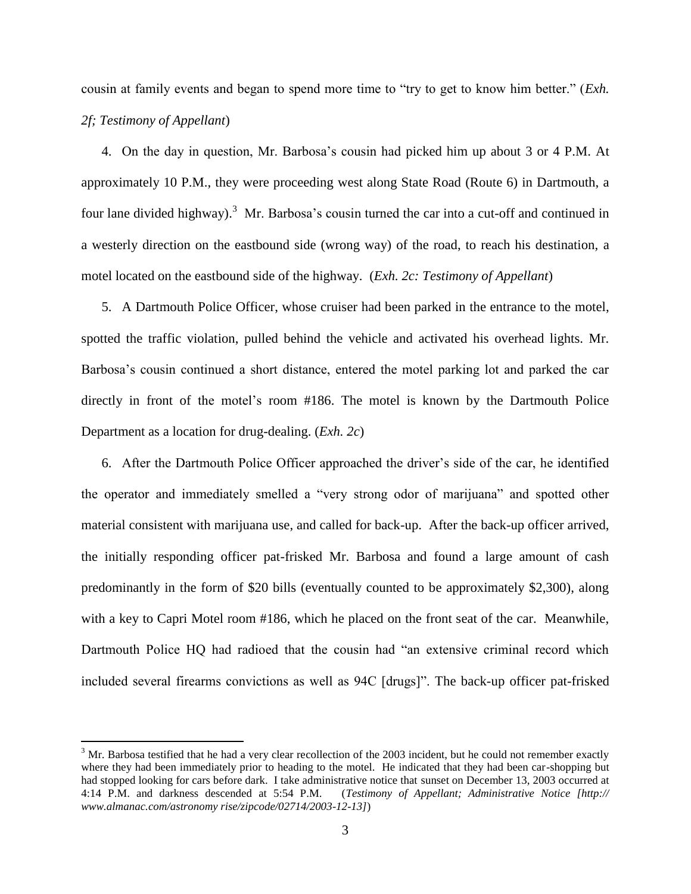cousin at family events and began to spend more time to "try to get to know him better." (*Exh. 2f; Testimony of Appellant*)

4. On the day in question, Mr. Barbosa's cousin had picked him up about 3 or 4 P.M. At approximately 10 P.M., they were proceeding west along State Road (Route 6) in Dartmouth, a four lane divided highway).[3] Mr. Barbosa's cousin turned the car into a cut-off and continued in a westerly direction on the eastbound side (wrong way) of the road, to reach his destination, a motel located on the eastbound side of the highway. (*Exh. 2c: Testimony of Appellant*)

5. A Dartmouth Police Officer, whose cruiser had been parked in the entrance to the motel, spotted the traffic violation, pulled behind the vehicle and activated his overhead lights. Mr. Barbosa's cousin continued a short distance, entered the motel parking lot and parked the car directly in front of the motel's room #186. The motel is known by the Dartmouth Police Department as a location for drug-dealing. (*Exh. 2c*)

6. After the Dartmouth Police Officer approached the driver's side of the car, he identified the operator and immediately smelled a "very strong odor of marijuana" and spotted other material consistent with marijuana use, and called for back-up. After the back-up officer arrived, the initially responding officer pat-frisked Mr. Barbosa and found a large amount of cash predominantly in the form of $20 bills (eventually counted to be approximately $2,300), along with a key to Capri Motel room #186, which he placed on the front seat of the car. Meanwhile, Dartmouth Police HQ had radioed that the cousin had "an extensive criminal record which included several firearms convictions as well as 94C [drugs]". The back-up officer pat-frisked

---

[3] Mr. Barbosa testified that he had a very clear recollection of the 2003 incident, but he could not remember exactly where they had been immediately prior to heading to the motel. He indicated that they had been car-shopping but had stopped looking for cars before dark. I take administrative notice that sunset on December 13, 2003 occurred at 4:14 P.M. and darkness descended at 5:54 P.M. (*Testimony of Appellant; Administrative Notice [http:// www.almanac.com/astronomy rise/zipcode/02714/2003-12-13]*)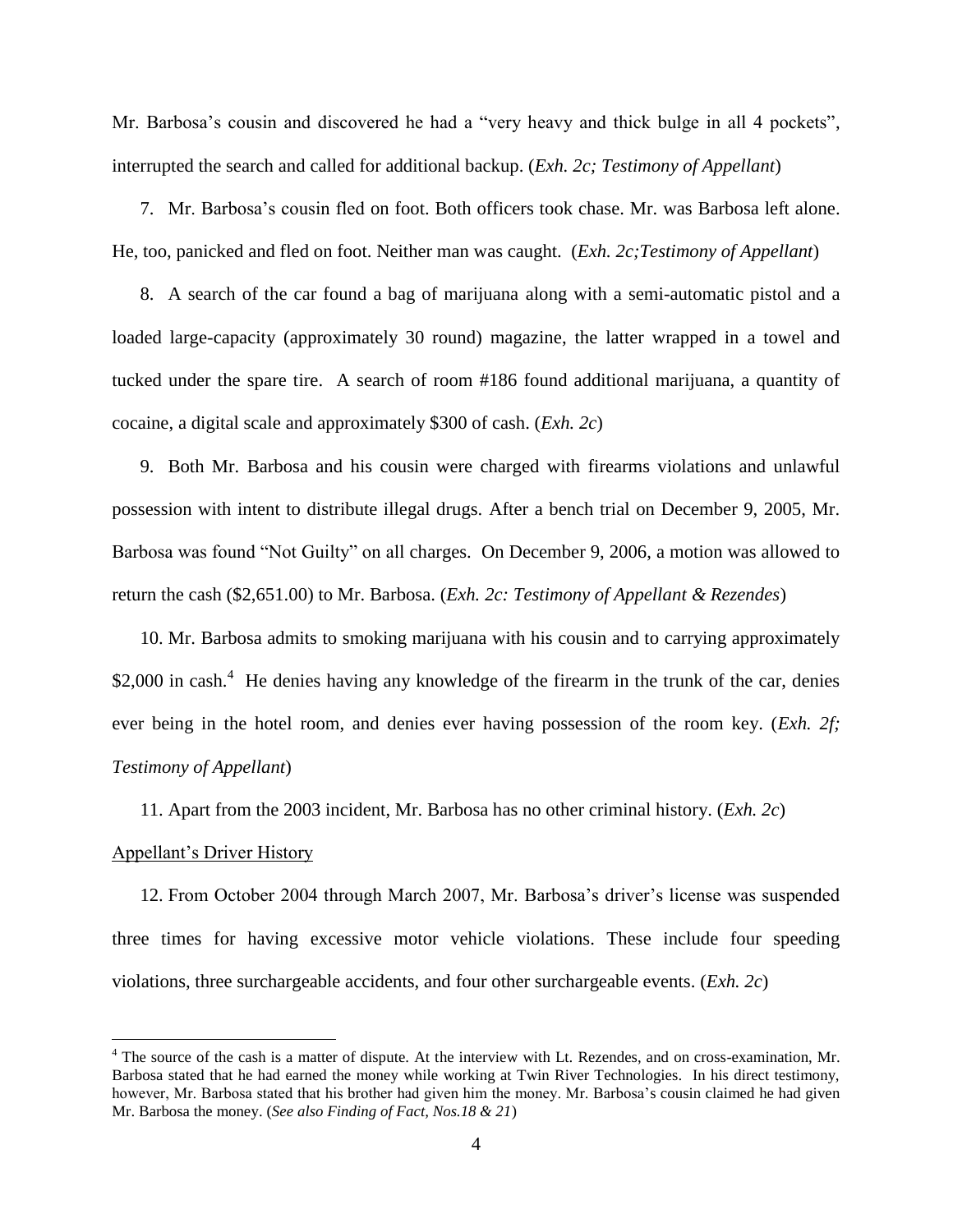Mr. Barbosa's cousin and discovered he had a "very heavy and thick bulge in all 4 pockets", interrupted the search and called for additional backup. (*Exh. 2c; Testimony of Appellant*)

7. Mr. Barbosa's cousin fled on foot. Both officers took chase. Mr. was Barbosa left alone. He, too, panicked and fled on foot. Neither man was caught. (*Exh. 2c;Testimony of Appellant*)

8. A search of the car found a bag of marijuana along with a semi-automatic pistol and a loaded large-capacity (approximately 30 round) magazine, the latter wrapped in a towel and tucked under the spare tire. A search of room #186 found additional marijuana, a quantity of cocaine, a digital scale and approximately $300 of cash. (*Exh. 2c*)

9. Both Mr. Barbosa and his cousin were charged with firearms violations and unlawful possession with intent to distribute illegal drugs. After a bench trial on December 9, 2005, Mr. Barbosa was found "Not Guilty" on all charges. On December 9, 2006, a motion was allowed to return the cash ($2,651.00) to Mr. Barbosa. (*Exh. 2c: Testimony of Appellant & Rezendes*)

10. Mr. Barbosa admits to smoking marijuana with his cousin and to carrying approximately $2,000 in cash.[4] He denies having any knowledge of the firearm in the trunk of the car, denies ever being in the hotel room, and denies ever having possession of the room key. (*Exh. 2f; Testimony of Appellant*)

11. Apart from the 2003 incident, Mr. Barbosa has no other criminal history. (*Exh. 2c*)

<u>Appellant's Driver History</u>

12. From October 2004 through March 2007, Mr. Barbosa's driver's license was suspended three times for having excessive motor vehicle violations. These include four speeding violations, three surchargeable accidents, and four other surchargeable events. (*Exh. 2c*)

---

[4] The source of the cash is a matter of dispute. At the interview with Lt. Rezendes, and on cross-examination, Mr. Barbosa stated that he had earned the money while working at Twin River Technologies. In his direct testimony, however, Mr. Barbosa stated that his brother had given him the money. Mr. Barbosa's cousin claimed he had given Mr. Barbosa the money. (*See also Finding of Fact, Nos.18 & 21*)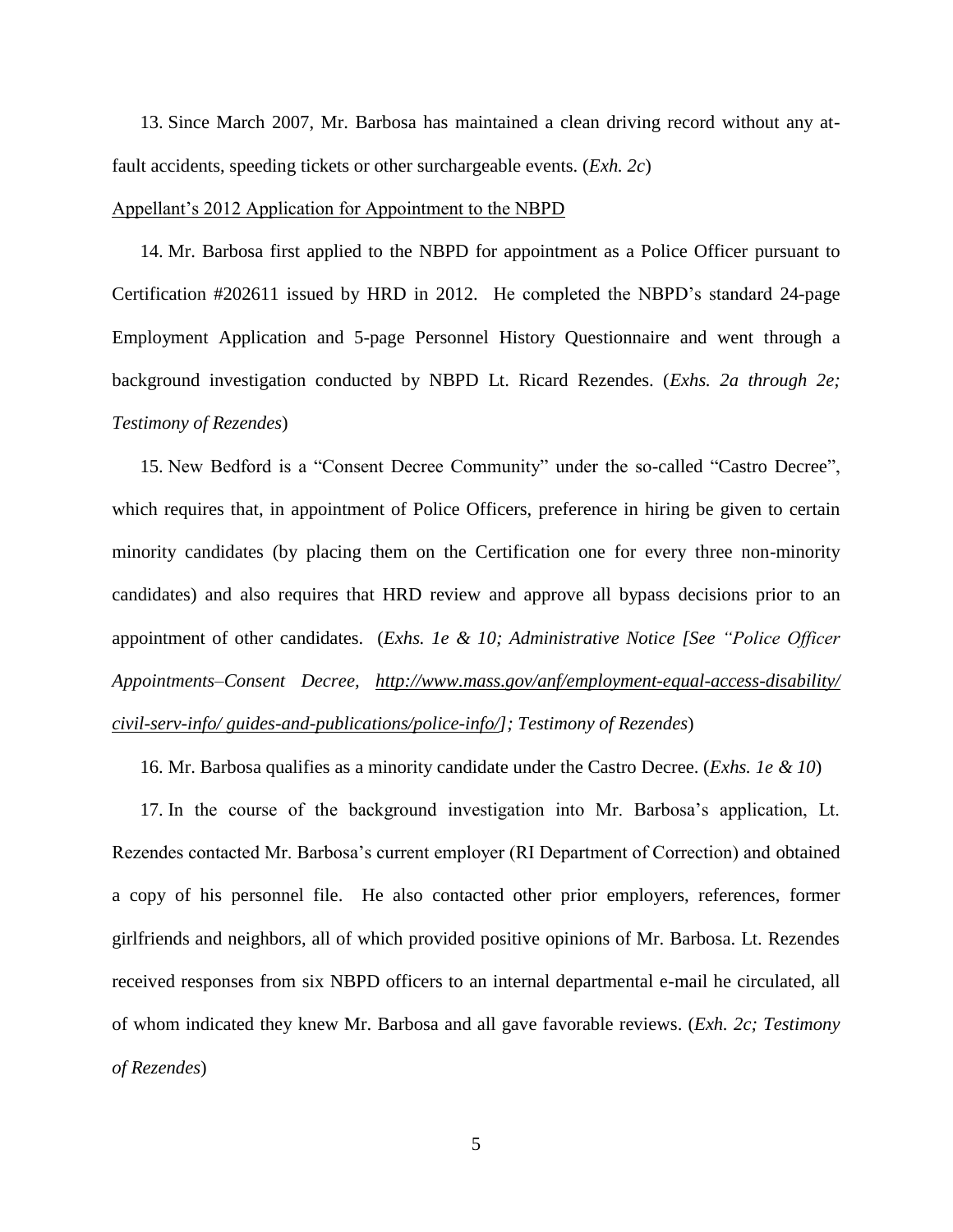13. Since March 2007, Mr. Barbosa has maintained a clean driving record without any at-fault accidents, speeding tickets or other surchargeable events. (*Exh. 2c*)

Appellant's 2012 Application for Appointment to the NBPD

14. Mr. Barbosa first applied to the NBPD for appointment as a Police Officer pursuant to Certification #202611 issued by HRD in 2012. He completed the NBPD's standard 24-page Employment Application and 5-page Personnel History Questionnaire and went through a background investigation conducted by NBPD Lt. Ricard Rezendes. (*Exhs. 2a through 2e; Testimony of Rezendes*)

15. New Bedford is a "Consent Decree Community" under the so-called "Castro Decree", which requires that, in appointment of Police Officers, preference in hiring be given to certain minority candidates (by placing them on the Certification one for every three non-minority candidates) and also requires that HRD review and approve all bypass decisions prior to an appointment of other candidates. (*Exhs. 1e & 10; Administrative Notice [See "Police Officer Appointments–Consent Decree, http://www.mass.gov/anf/employment-equal-access-disability/civil-serv-info/ guides-and-publications/police-info/]; Testimony of Rezendes*)

16. Mr. Barbosa qualifies as a minority candidate under the Castro Decree. (*Exhs. 1e & 10*)

17. In the course of the background investigation into Mr. Barbosa's application, Lt. Rezendes contacted Mr. Barbosa's current employer (RI Department of Correction) and obtained a copy of his personnel file. He also contacted other prior employers, references, former girlfriends and neighbors, all of which provided positive opinions of Mr. Barbosa. Lt. Rezendes received responses from six NBPD officers to an internal departmental e-mail he circulated, all of whom indicated they knew Mr. Barbosa and all gave favorable reviews. (*Exh. 2c; Testimony of Rezendes*)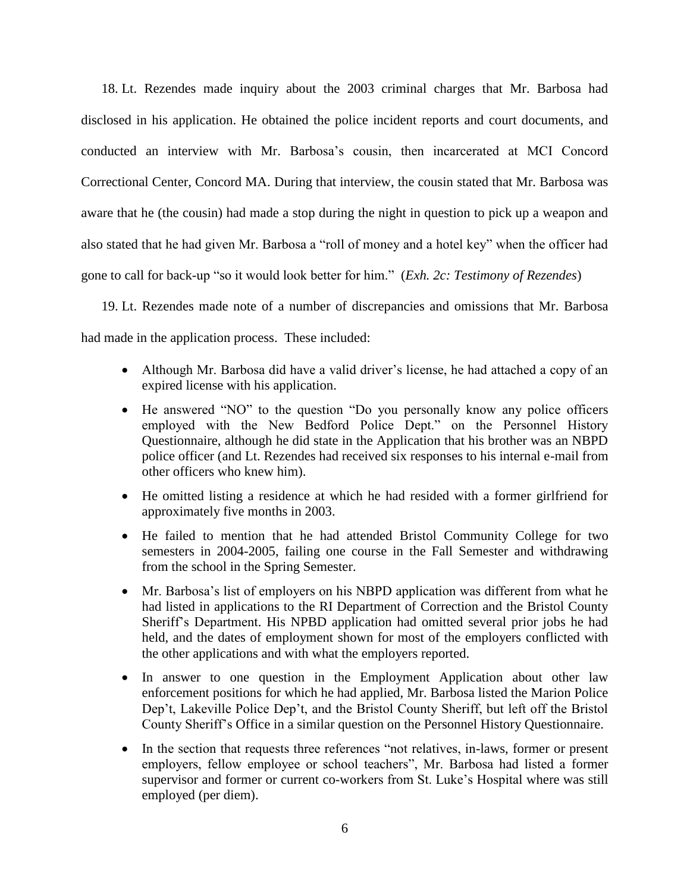18. Lt. Rezendes made inquiry about the 2003 criminal charges that Mr. Barbosa had disclosed in his application. He obtained the police incident reports and court documents, and conducted an interview with Mr. Barbosa's cousin, then incarcerated at MCI Concord Correctional Center, Concord MA. During that interview, the cousin stated that Mr. Barbosa was aware that he (the cousin) had made a stop during the night in question to pick up a weapon and also stated that he had given Mr. Barbosa a "roll of money and a hotel key" when the officer had gone to call for back-up "so it would look better for him." (*Exh. 2c: Testimony of Rezendes*)

19. Lt. Rezendes made note of a number of discrepancies and omissions that Mr. Barbosa had made in the application process. These included:

- Although Mr. Barbosa did have a valid driver's license, he had attached a copy of an expired license with his application.
- He answered "NO" to the question "Do you personally know any police officers employed with the New Bedford Police Dept." on the Personnel History Questionnaire, although he did state in the Application that his brother was an NBPD police officer (and Lt. Rezendes had received six responses to his internal e-mail from other officers who knew him).
- He omitted listing a residence at which he had resided with a former girlfriend for approximately five months in 2003.
- He failed to mention that he had attended Bristol Community College for two semesters in 2004-2005, failing one course in the Fall Semester and withdrawing from the school in the Spring Semester.
- Mr. Barbosa's list of employers on his NBPD application was different from what he had listed in applications to the RI Department of Correction and the Bristol County Sheriff's Department. His NPBD application had omitted several prior jobs he had held, and the dates of employment shown for most of the employers conflicted with the other applications and with what the employers reported.
- In answer to one question in the Employment Application about other law enforcement positions for which he had applied, Mr. Barbosa listed the Marion Police Dep't, Lakeville Police Dep't, and the Bristol County Sheriff, but left off the Bristol County Sheriff's Office in a similar question on the Personnel History Questionnaire.
- In the section that requests three references "not relatives, in-laws, former or present employers, fellow employee or school teachers", Mr. Barbosa had listed a former supervisor and former or current co-workers from St. Luke's Hospital where was still employed (per diem).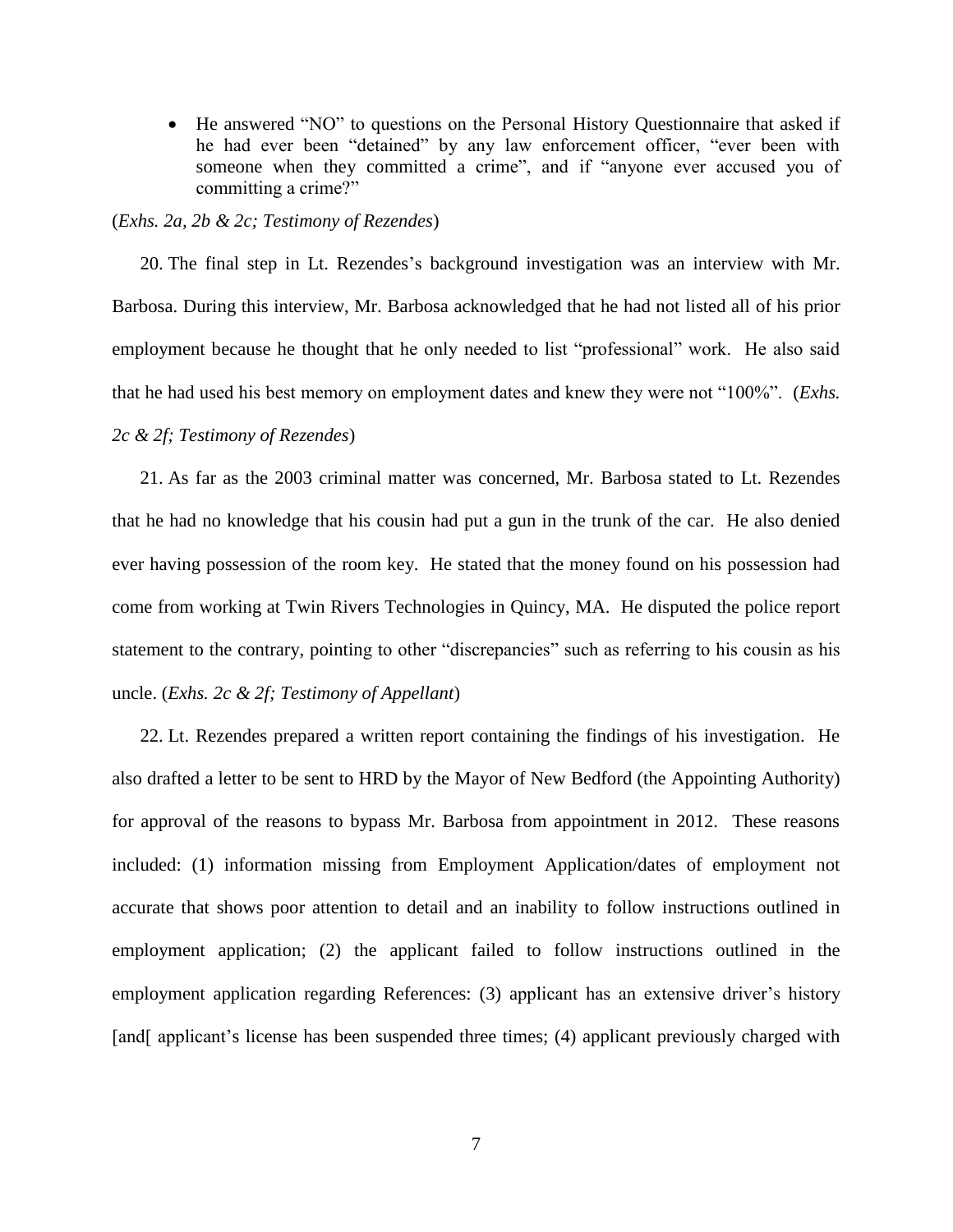- He answered "NO" to questions on the Personal History Questionnaire that asked if he had ever been "detained" by any law enforcement officer, "ever been with someone when they committed a crime", and if "anyone ever accused you of committing a crime?"

(*Exhs. 2a, 2b & 2c; Testimony of Rezendes*)

20. The final step in Lt. Rezendes's background investigation was an interview with Mr. Barbosa. During this interview, Mr. Barbosa acknowledged that he had not listed all of his prior employment because he thought that he only needed to list "professional" work. He also said that he had used his best memory on employment dates and knew they were not "100%". (*Exhs. 2c & 2f; Testimony of Rezendes*)

21. As far as the 2003 criminal matter was concerned, Mr. Barbosa stated to Lt. Rezendes that he had no knowledge that his cousin had put a gun in the trunk of the car. He also denied ever having possession of the room key. He stated that the money found on his possession had come from working at Twin Rivers Technologies in Quincy, MA. He disputed the police report statement to the contrary, pointing to other "discrepancies" such as referring to his cousin as his uncle. (*Exhs. 2c & 2f; Testimony of Appellant*)

22. Lt. Rezendes prepared a written report containing the findings of his investigation. He also drafted a letter to be sent to HRD by the Mayor of New Bedford (the Appointing Authority) for approval of the reasons to bypass Mr. Barbosa from appointment in 2012. These reasons included: (1) information missing from Employment Application/dates of employment not accurate that shows poor attention to detail and an inability to follow instructions outlined in employment application; (2) the applicant failed to follow instructions outlined in the employment application regarding References: (3) applicant has an extensive driver's history [and[ applicant's license has been suspended three times; (4) applicant previously charged with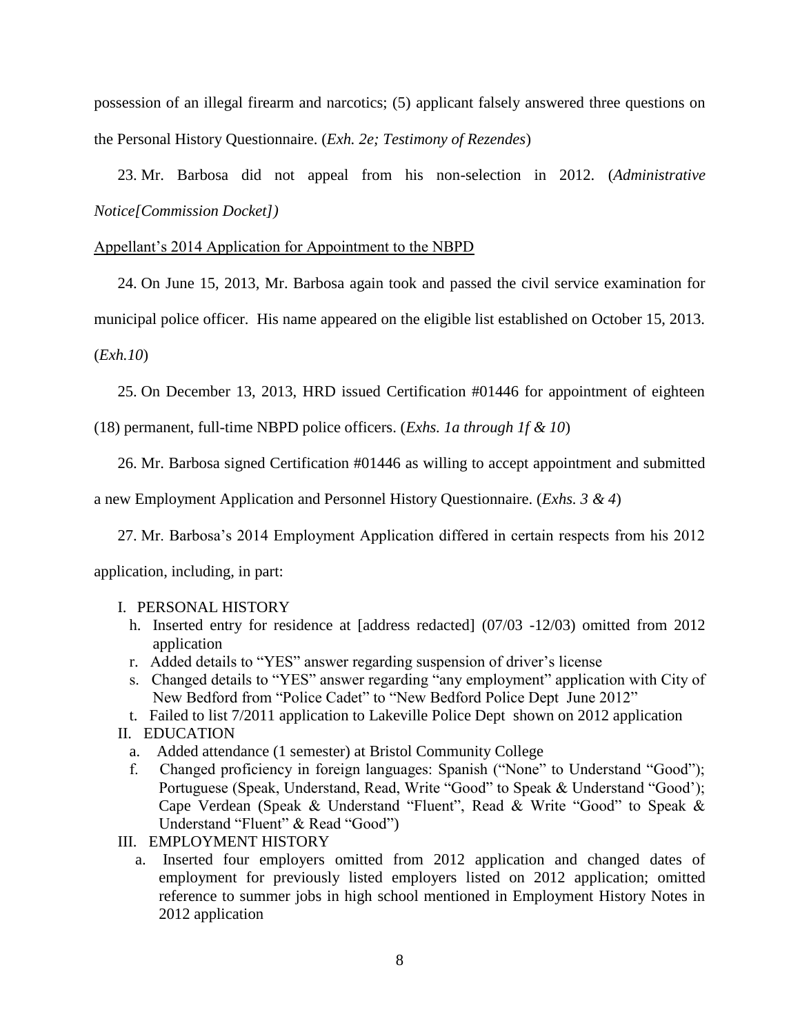possession of an illegal firearm and narcotics; (5) applicant falsely answered three questions on the Personal History Questionnaire. (*Exh. 2e; Testimony of Rezendes*)

23. Mr. Barbosa did not appeal from his non-selection in 2012. (*Administrative Notice[Commission Docket])*

<u>Appellant's 2014 Application for Appointment to the NBPD</u>

24. On June 15, 2013, Mr. Barbosa again took and passed the civil service examination for municipal police officer. His name appeared on the eligible list established on October 15, 2013. (*Exh.10*)

25. On December 13, 2013, HRD issued Certification #01446 for appointment of eighteen (18) permanent, full-time NBPD police officers. (*Exhs. 1a through 1f & 10*)

26. Mr. Barbosa signed Certification #01446 as willing to accept appointment and submitted a new Employment Application and Personnel History Questionnaire. (*Exhs. 3 & 4*)

27. Mr. Barbosa's 2014 Employment Application differed in certain respects from his 2012 application, including, in part:

I. PERSONAL HISTORY
   - h. Inserted entry for residence at [address redacted] (07/03 -12/03) omitted from 2012 application
   - r. Added details to "YES" answer regarding suspension of driver's license
   - s. Changed details to "YES" answer regarding "any employment" application with City of New Bedford from "Police Cadet" to "New Bedford Police Dept June 2012"
   - t. Failed to list 7/2011 application to Lakeville Police Dept shown on 2012 application

II. EDUCATION
   - a. Added attendance (1 semester) at Bristol Community College
   - f. Changed proficiency in foreign languages: Spanish ("None" to Understand "Good"); Portuguese (Speak, Understand, Read, Write "Good" to Speak & Understand "Good'); Cape Verdean (Speak & Understand "Fluent", Read & Write "Good" to Speak & Understand "Fluent" & Read "Good")

III. EMPLOYMENT HISTORY
   - a. Inserted four employers omitted from 2012 application and changed dates of employment for previously listed employers listed on 2012 application; omitted reference to summer jobs in high school mentioned in Employment History Notes in 2012 application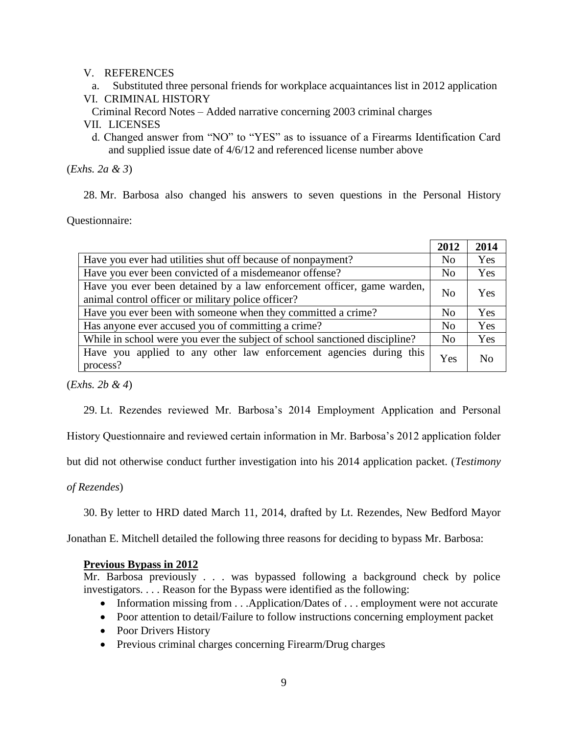V. REFERENCES

a. Substituted three personal friends for workplace acquaintances list in 2012 application

VI. CRIMINAL HISTORY

Criminal Record Notes – Added narrative concerning 2003 criminal charges

VII. LICENSES

d. Changed answer from "NO" to "YES" as to issuance of a Firearms Identification Card and supplied issue date of 4/6/12 and referenced license number above

(*Exhs. 2a & 3*)

28. Mr. Barbosa also changed his answers to seven questions in the Personal History Questionnaire:

| | **2012** | **2014** |
|---|---|---|
| Have you ever had utilities shut off because of nonpayment? | No | Yes |
| Have you ever been convicted of a misdemeanor offense? | No | Yes |
| Have you ever been detained by a law enforcement officer, game warden, animal control officer or military police officer? | No | Yes |
| Have you ever been with someone when they committed a crime? | No | Yes |
| Has anyone ever accused you of committing a crime? | No | Yes |
| While in school were you ever the subject of school sanctioned discipline? | No | Yes |
| Have you applied to any other law enforcement agencies during this process? | Yes | No |

(*Exhs. 2b & 4*)

29. Lt. Rezendes reviewed Mr. Barbosa's 2014 Employment Application and Personal History Questionnaire and reviewed certain information in Mr. Barbosa's 2012 application folder but did not otherwise conduct further investigation into his 2014 application packet. (*Testimony of Rezendes*)

30. By letter to HRD dated March 11, 2014, drafted by Lt. Rezendes, New Bedford Mayor Jonathan E. Mitchell detailed the following three reasons for deciding to bypass Mr. Barbosa:

**Previous Bypass in 2012**

Mr. Barbosa previously . . . was bypassed following a background check by police investigators. . . . Reason for the Bypass were identified as the following:

- Information missing from . . .Application/Dates of . . . employment were not accurate
- Poor attention to detail/Failure to follow instructions concerning employment packet
- Poor Drivers History
- Previous criminal charges concerning Firearm/Drug charges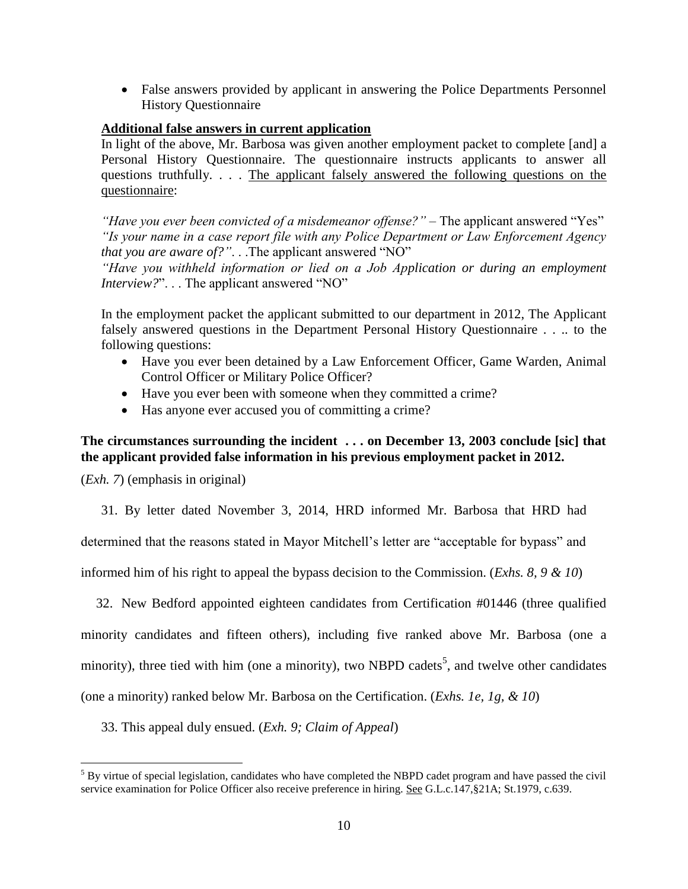- False answers provided by applicant in answering the Police Departments Personnel History Questionnaire

**Additional false answers in current application**

In light of the above, Mr. Barbosa was given another employment packet to complete [and] a Personal History Questionnaire. The questionnaire instructs applicants to answer all questions truthfully. . . . The applicant falsely answered the following questions on the questionnaire:

*"Have you ever been convicted of a misdemeanor offense?"* – The applicant answered "Yes"
*"Is your name in a case report file with any Police Department or Law Enforcement Agency that you are aware of?"*. . .The applicant answered "NO"
*"Have you withheld information or lied on a Job Application or during an employment Interview?*". . . The applicant answered "NO"

In the employment packet the applicant submitted to our department in 2012, The Applicant falsely answered questions in the Department Personal History Questionnaire . . .. to the following questions:

- Have you ever been detained by a Law Enforcement Officer, Game Warden, Animal Control Officer or Military Police Officer?
- Have you ever been with someone when they committed a crime?
- Has anyone ever accused you of committing a crime?

**The circumstances surrounding the incident . . . on December 13, 2003 conclude [sic] that the applicant provided false information in his previous employment packet in 2012.**

(*Exh. 7*) (emphasis in original)

31. By letter dated November 3, 2014, HRD informed Mr. Barbosa that HRD had determined that the reasons stated in Mayor Mitchell's letter are "acceptable for bypass" and informed him of his right to appeal the bypass decision to the Commission. (*Exhs. 8, 9 & 10*)

32. New Bedford appointed eighteen candidates from Certification #01446 (three qualified minority candidates and fifteen others), including five ranked above Mr. Barbosa (one a minority), three tied with him (one a minority), two NBPD cadets[5], and twelve other candidates (one a minority) ranked below Mr. Barbosa on the Certification. (*Exhs. 1e, 1g, & 10*)

33. This appeal duly ensued. (*Exh. 9; Claim of Appeal*)

[5] By virtue of special legislation, candidates who have completed the NBPD cadet program and have passed the civil service examination for Police Officer also receive preference in hiring. See G.L.c.147,§21A; St.1979, c.639.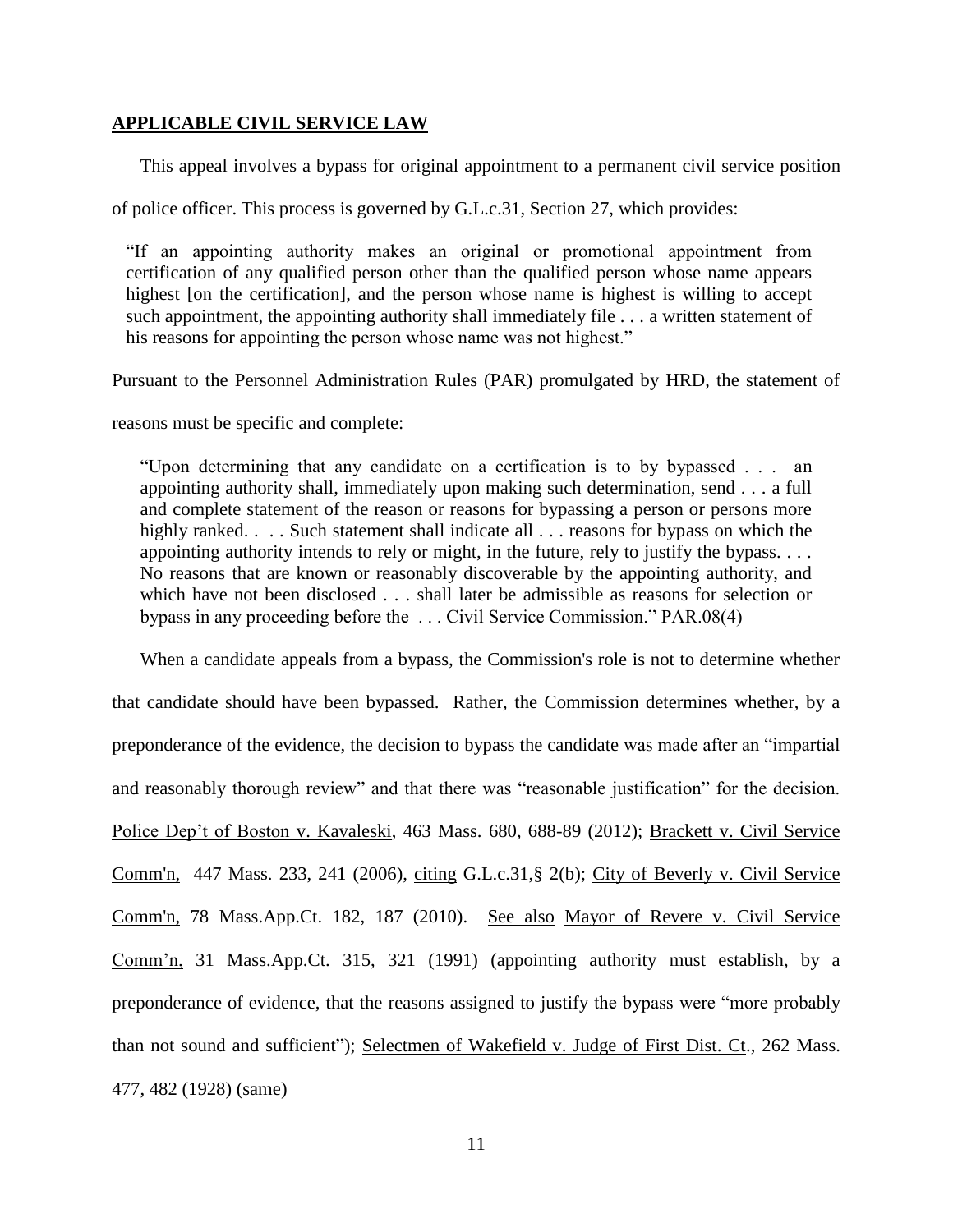**APPLICABLE CIVIL SERVICE LAW**

This appeal involves a bypass for original appointment to a permanent civil service position of police officer. This process is governed by G.L.c.31, Section 27, which provides:

> "If an appointing authority makes an original or promotional appointment from certification of any qualified person other than the qualified person whose name appears highest [on the certification], and the person whose name is highest is willing to accept such appointment, the appointing authority shall immediately file . . . a written statement of his reasons for appointing the person whose name was not highest."

Pursuant to the Personnel Administration Rules (PAR) promulgated by HRD, the statement of reasons must be specific and complete:

> "Upon determining that any candidate on a certification is to by bypassed . . . an appointing authority shall, immediately upon making such determination, send . . . a full and complete statement of the reason or reasons for bypassing a person or persons more highly ranked. . . . Such statement shall indicate all . . . reasons for bypass on which the appointing authority intends to rely or might, in the future, rely to justify the bypass. . . . No reasons that are known or reasonably discoverable by the appointing authority, and which have not been disclosed . . . shall later be admissible as reasons for selection or bypass in any proceeding before the . . . Civil Service Commission." PAR.08(4)

When a candidate appeals from a bypass, the Commission's role is not to determine whether that candidate should have been bypassed. Rather, the Commission determines whether, by a preponderance of the evidence, the decision to bypass the candidate was made after an "impartial and reasonably thorough review" and that there was "reasonable justification" for the decision. Police Dep't of Boston v. Kavaleski, 463 Mass. 680, 688-89 (2012); Brackett v. Civil Service Comm'n, 447 Mass. 233, 241 (2006), citing G.L.c.31,§ 2(b); City of Beverly v. Civil Service Comm'n, 78 Mass.App.Ct. 182, 187 (2010). See also Mayor of Revere v. Civil Service Comm'n, 31 Mass.App.Ct. 315, 321 (1991) (appointing authority must establish, by a preponderance of evidence, that the reasons assigned to justify the bypass were "more probably than not sound and sufficient"); Selectmen of Wakefield v. Judge of First Dist. Ct., 262 Mass. 477, 482 (1928) (same)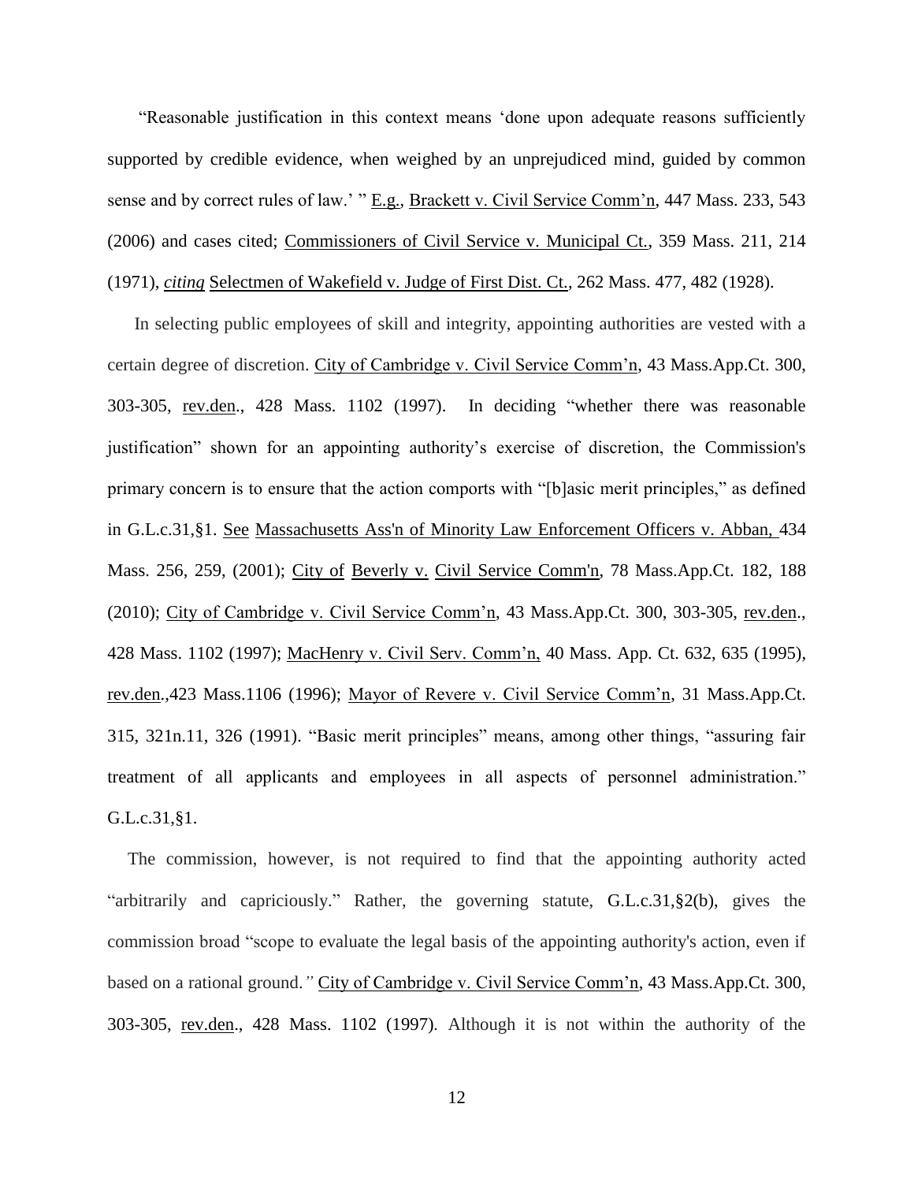"Reasonable justification in this context means 'done upon adequate reasons sufficiently supported by credible evidence, when weighed by an unprejudiced mind, guided by common sense and by correct rules of law.' " E.g., Brackett v. Civil Service Comm'n, 447 Mass. 233, 543 (2006) and cases cited; Commissioners of Civil Service v. Municipal Ct., 359 Mass. 211, 214 (1971), ***citing*** Selectmen of Wakefield v. Judge of First Dist. Ct., 262 Mass. 477, 482 (1928).

In selecting public employees of skill and integrity, appointing authorities are vested with a certain degree of discretion. City of Cambridge v. Civil Service Comm'n, 43 Mass.App.Ct. 300, 303-305, rev.den., 428 Mass. 1102 (1997). In deciding "whether there was reasonable justification" shown for an appointing authority's exercise of discretion, the Commission's primary concern is to ensure that the action comports with "[b]asic merit principles," as defined in G.L.c.31,§1. See Massachusetts Ass'n of Minority Law Enforcement Officers v. Abban, 434 Mass. 256, 259, (2001); City of Beverly v. Civil Service Comm'n, 78 Mass.App.Ct. 182, 188 (2010); City of Cambridge v. Civil Service Comm'n, 43 Mass.App.Ct. 300, 303-305, rev.den., 428 Mass. 1102 (1997); MacHenry v. Civil Serv. Comm'n, 40 Mass. App. Ct. 632, 635 (1995), rev.den.,423 Mass.1106 (1996); Mayor of Revere v. Civil Service Comm'n, 31 Mass.App.Ct. 315, 321n.11, 326 (1991). "Basic merit principles" means, among other things, "assuring fair treatment of all applicants and employees in all aspects of personnel administration." G.L.c.31,§1.

The commission, however, is not required to find that the appointing authority acted "arbitrarily and capriciously." Rather, the governing statute, G.L.c.31,§2(b), gives the commission broad "scope to evaluate the legal basis of the appointing authority's action, even if based on a rational ground." City of Cambridge v. Civil Service Comm'n, 43 Mass.App.Ct. 300, 303-305, rev.den., 428 Mass. 1102 (1997). Although it is not within the authority of the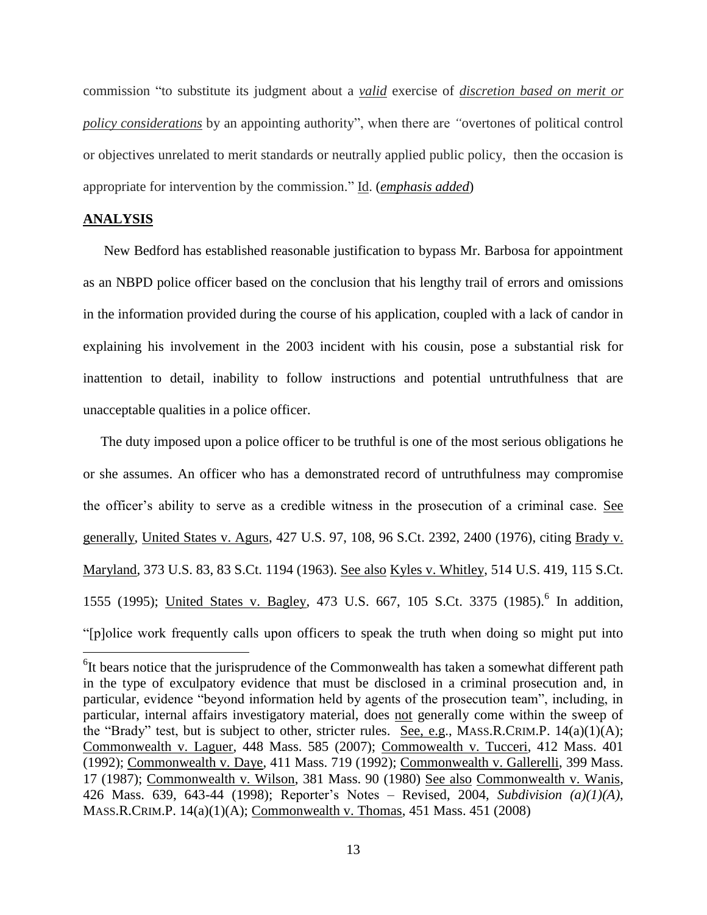commission "to substitute its judgment about a ***valid*** exercise of ***discretion based on merit or policy considerations*** by an appointing authority", when there are *"*overtones of political control or objectives unrelated to merit standards or neutrally applied public policy, then the occasion is appropriate for intervention by the commission." Id. (***emphasis added***)

## ANALYSIS

New Bedford has established reasonable justification to bypass Mr. Barbosa for appointment as an NBPD police officer based on the conclusion that his lengthy trail of errors and omissions in the information provided during the course of his application, coupled with a lack of candor in explaining his involvement in the 2003 incident with his cousin, pose a substantial risk for inattention to detail, inability to follow instructions and potential untruthfulness that are unacceptable qualities in a police officer.

The duty imposed upon a police officer to be truthful is one of the most serious obligations he or she assumes. An officer who has a demonstrated record of untruthfulness may compromise the officer's ability to serve as a credible witness in the prosecution of a criminal case. See generally, United States v. Agurs, 427 U.S. 97, 108, 96 S.Ct. 2392, 2400 (1976), citing Brady v. Maryland, 373 U.S. 83, 83 S.Ct. 1194 (1963). See also Kyles v. Whitley, 514 U.S. 419, 115 S.Ct. 1555 (1995); United States v. Bagley, 473 U.S. 667, 105 S.Ct. 3375 (1985).[6] In addition, "[p]olice work frequently calls upon officers to speak the truth when doing so might put into

[6] It bears notice that the jurisprudence of the Commonwealth has taken a somewhat different path in the type of exculpatory evidence that must be disclosed in a criminal prosecution and, in particular, evidence "beyond information held by agents of the prosecution team", including, in particular, internal affairs investigatory material, does not generally come within the sweep of the "Brady" test, but is subject to other, stricter rules. See, e.g., MASS.R.CRIM.P. 14(a)(1)(A); Commonwealth v. Laguer, 448 Mass. 585 (2007); Commowealth v. Tucceri, 412 Mass. 401 (1992); Commonwealth v. Daye, 411 Mass. 719 (1992); Commonwealth v. Gallerelli, 399 Mass. 17 (1987); Commonwealth v. Wilson, 381 Mass. 90 (1980) See also Commonwealth v. Wanis, 426 Mass. 639, 643-44 (1998); Reporter's Notes – Revised, 2004, *Subdivision (a)(1)(A)*, MASS.R.CRIM.P. 14(a)(1)(A); Commonwealth v. Thomas, 451 Mass. 451 (2008)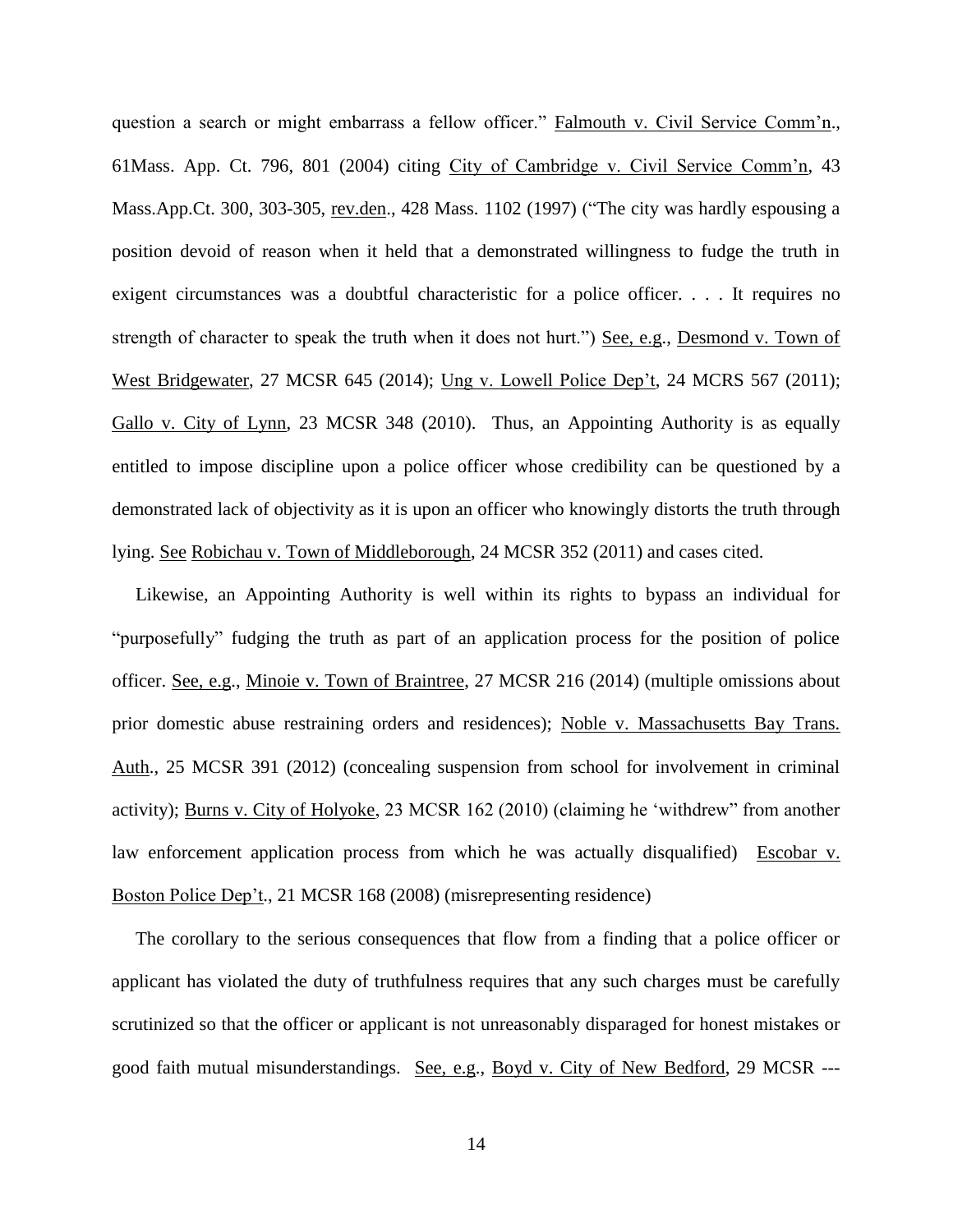question a search or might embarrass a fellow officer." Falmouth v. Civil Service Comm'n., 61Mass. App. Ct. 796, 801 (2004) citing City of Cambridge v. Civil Service Comm'n, 43 Mass.App.Ct. 300, 303-305, rev.den., 428 Mass. 1102 (1997) ("The city was hardly espousing a position devoid of reason when it held that a demonstrated willingness to fudge the truth in exigent circumstances was a doubtful characteristic for a police officer. . . . It requires no strength of character to speak the truth when it does not hurt.") See, e.g., Desmond v. Town of West Bridgewater, 27 MCSR 645 (2014); Ung v. Lowell Police Dep't, 24 MCRS 567 (2011); Gallo v. City of Lynn, 23 MCSR 348 (2010). Thus, an Appointing Authority is as equally entitled to impose discipline upon a police officer whose credibility can be questioned by a demonstrated lack of objectivity as it is upon an officer who knowingly distorts the truth through lying. See Robichau v. Town of Middleborough, 24 MCSR 352 (2011) and cases cited.

Likewise, an Appointing Authority is well within its rights to bypass an individual for "purposefully" fudging the truth as part of an application process for the position of police officer. See, e.g., Minoie v. Town of Braintree, 27 MCSR 216 (2014) (multiple omissions about prior domestic abuse restraining orders and residences); Noble v. Massachusetts Bay Trans. Auth., 25 MCSR 391 (2012) (concealing suspension from school for involvement in criminal activity); Burns v. City of Holyoke, 23 MCSR 162 (2010) (claiming he 'withdrew" from another law enforcement application process from which he was actually disqualified) Escobar v. Boston Police Dep't., 21 MCSR 168 (2008) (misrepresenting residence)

The corollary to the serious consequences that flow from a finding that a police officer or applicant has violated the duty of truthfulness requires that any such charges must be carefully scrutinized so that the officer or applicant is not unreasonably disparaged for honest mistakes or good faith mutual misunderstandings. See, e.g., Boyd v. City of New Bedford, 29 MCSR ---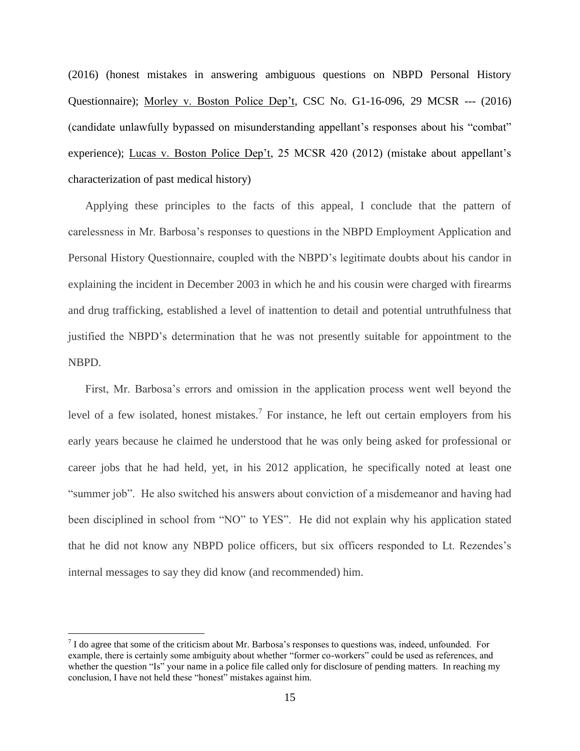(2016) (honest mistakes in answering ambiguous questions on NBPD Personal History Questionnaire); Morley v. Boston Police Dep't, CSC No. G1-16-096, 29 MCSR --- (2016) (candidate unlawfully bypassed on misunderstanding appellant's responses about his "combat" experience); Lucas v. Boston Police Dep't, 25 MCSR 420 (2012) (mistake about appellant's characterization of past medical history)

Applying these principles to the facts of this appeal, I conclude that the pattern of carelessness in Mr. Barbosa's responses to questions in the NBPD Employment Application and Personal History Questionnaire, coupled with the NBPD's legitimate doubts about his candor in explaining the incident in December 2003 in which he and his cousin were charged with firearms and drug trafficking, established a level of inattention to detail and potential untruthfulness that justified the NBPD's determination that he was not presently suitable for appointment to the NBPD.

First, Mr. Barbosa's errors and omission in the application process went well beyond the level of a few isolated, honest mistakes.[7] For instance, he left out certain employers from his early years because he claimed he understood that he was only being asked for professional or career jobs that he had held, yet, in his 2012 application, he specifically noted at least one "summer job". He also switched his answers about conviction of a misdemeanor and having had been disciplined in school from "NO" to YES". He did not explain why his application stated that he did not know any NBPD police officers, but six officers responded to Lt. Rezendes's internal messages to say they did know (and recommended) him.

[7] I do agree that some of the criticism about Mr. Barbosa's responses to questions was, indeed, unfounded. For example, there is certainly some ambiguity about whether "former co-workers" could be used as references, and whether the question "Is" your name in a police file called only for disclosure of pending matters. In reaching my conclusion, I have not held these "honest" mistakes against him.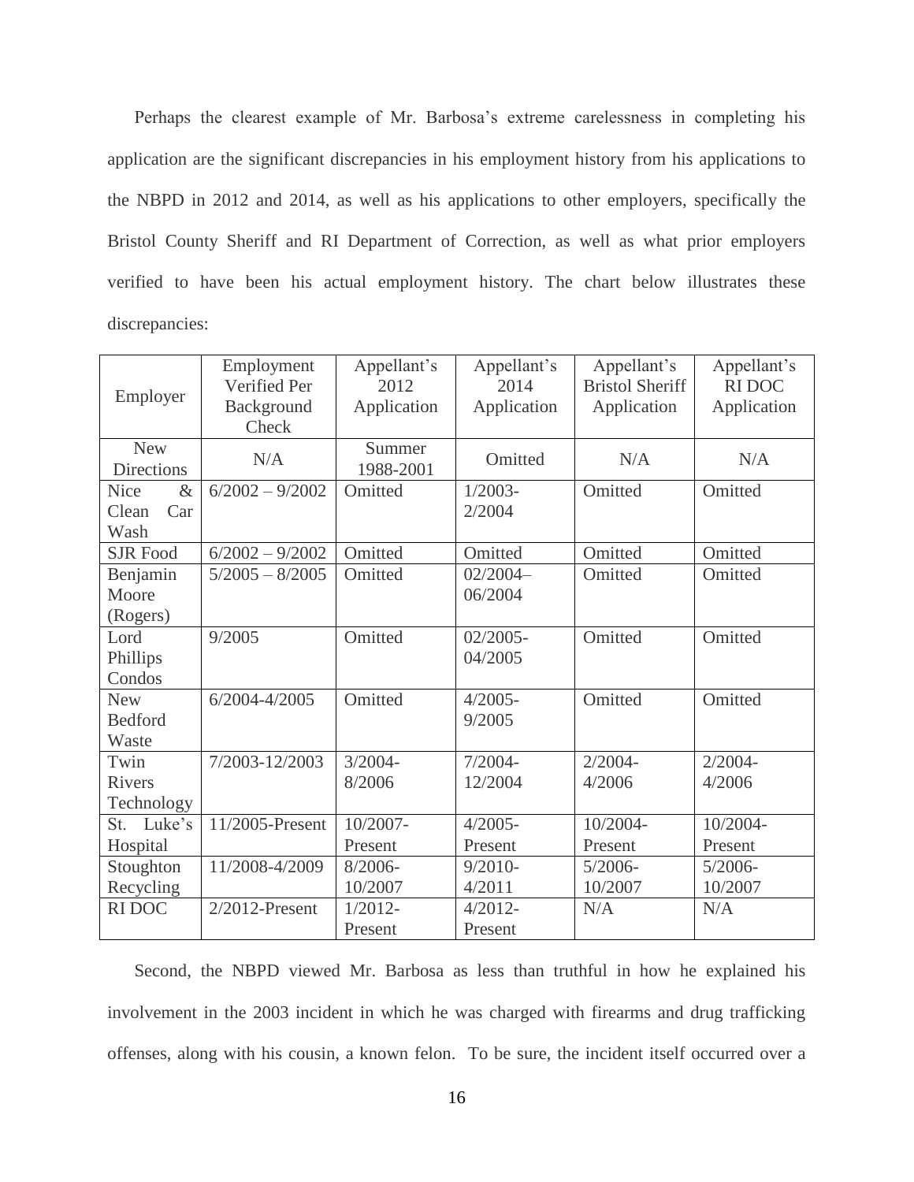Perhaps the clearest example of Mr. Barbosa's extreme carelessness in completing his application are the significant discrepancies in his employment history from his applications to the NBPD in 2012 and 2014, as well as his applications to other employers, specifically the Bristol County Sheriff and RI Department of Correction, as well as what prior employers verified to have been his actual employment history. The chart below illustrates these discrepancies:

| Employer | Employment Verified Per Background Check | Appellant's 2012 Application | Appellant's 2014 Application | Appellant's Bristol Sheriff Application | Appellant's RI DOC Application |
|---|---|---|---|---|---|
| New Directions | N/A | Summer 1988-2001 | Omitted | N/A | N/A |
| Nice & Clean Car Wash | 6/2002 – 9/2002 | Omitted | 1/2003-2/2004 | Omitted | Omitted |
| SJR Food | 6/2002 – 9/2002 | Omitted | Omitted | Omitted | Omitted |
| Benjamin Moore (Rogers) | 5/2005 – 8/2005 | Omitted | 02/2004–06/2004 | Omitted | Omitted |
| Lord Phillips Condos | 9/2005 | Omitted | 02/2005-04/2005 | Omitted | Omitted |
| New Bedford Waste | 6/2004-4/2005 | Omitted | 4/2005-9/2005 | Omitted | Omitted |
| Twin Rivers Technology | 7/2003-12/2003 | 3/2004-8/2006 | 7/2004-12/2004 | 2/2004-4/2006 | 2/2004-4/2006 |
| St. Luke's Hospital | 11/2005-Present | 10/2007-Present | 4/2005-Present | 10/2004-Present | 10/2004-Present |
| Stoughton Recycling | 11/2008-4/2009 | 8/2006-10/2007 | 9/2010-4/2011 | 5/2006-10/2007 | 5/2006-10/2007 |
| RI DOC | 2/2012-Present | 1/2012-Present | 4/2012-Present | N/A | N/A |

Second, the NBPD viewed Mr. Barbosa as less than truthful in how he explained his involvement in the 2003 incident in which he was charged with firearms and drug trafficking offenses, along with his cousin, a known felon. To be sure, the incident itself occurred over a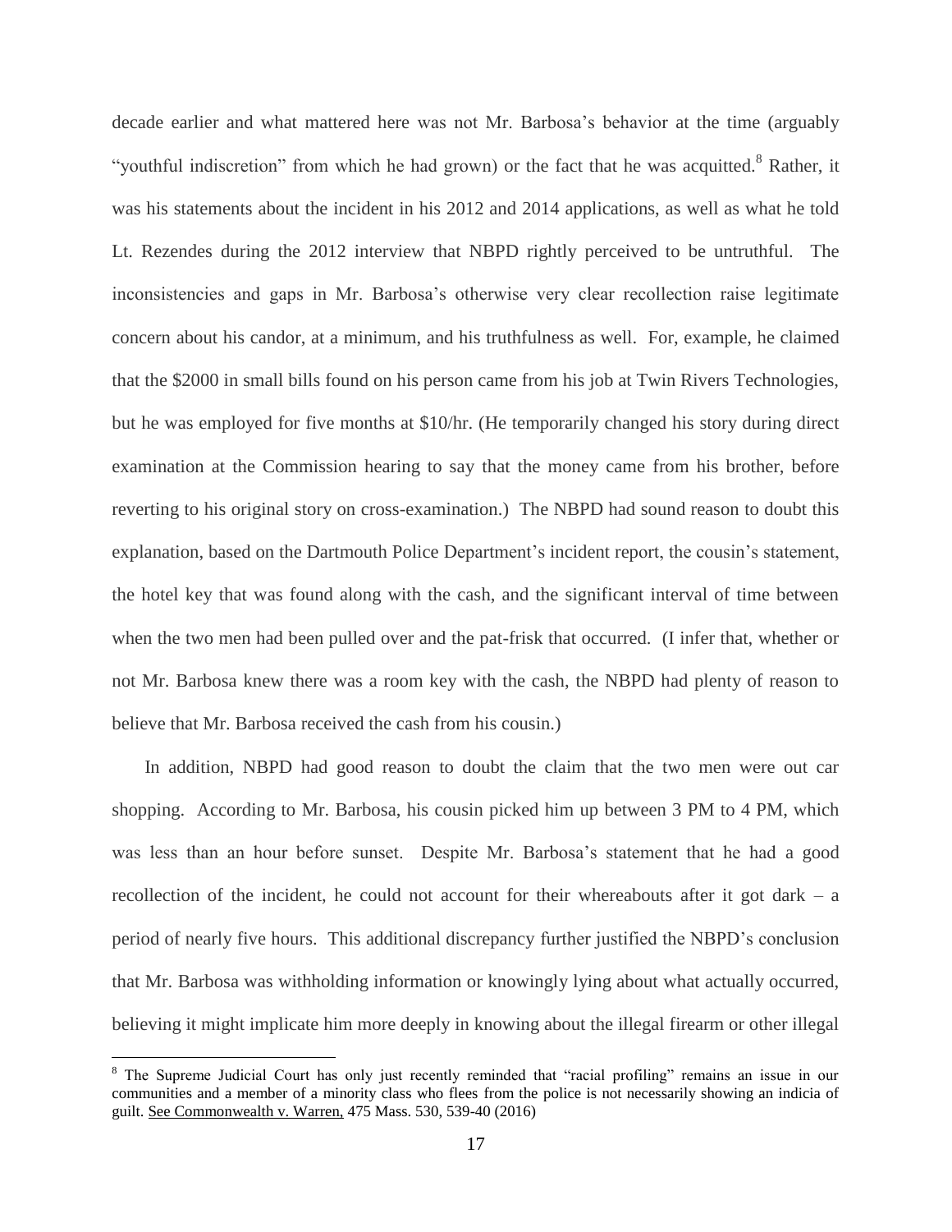decade earlier and what mattered here was not Mr. Barbosa's behavior at the time (arguably "youthful indiscretion" from which he had grown) or the fact that he was acquitted.[8] Rather, it was his statements about the incident in his 2012 and 2014 applications, as well as what he told Lt. Rezendes during the 2012 interview that NBPD rightly perceived to be untruthful. The inconsistencies and gaps in Mr. Barbosa's otherwise very clear recollection raise legitimate concern about his candor, at a minimum, and his truthfulness as well. For, example, he claimed that the $2000 in small bills found on his person came from his job at Twin Rivers Technologies, but he was employed for five months at $10/hr. (He temporarily changed his story during direct examination at the Commission hearing to say that the money came from his brother, before reverting to his original story on cross-examination.) The NBPD had sound reason to doubt this explanation, based on the Dartmouth Police Department's incident report, the cousin's statement, the hotel key that was found along with the cash, and the significant interval of time between when the two men had been pulled over and the pat-frisk that occurred. (I infer that, whether or not Mr. Barbosa knew there was a room key with the cash, the NBPD had plenty of reason to believe that Mr. Barbosa received the cash from his cousin.)

In addition, NBPD had good reason to doubt the claim that the two men were out car shopping. According to Mr. Barbosa, his cousin picked him up between 3 PM to 4 PM, which was less than an hour before sunset. Despite Mr. Barbosa's statement that he had a good recollection of the incident, he could not account for their whereabouts after it got dark – a period of nearly five hours. This additional discrepancy further justified the NBPD's conclusion that Mr. Barbosa was withholding information or knowingly lying about what actually occurred, believing it might implicate him more deeply in knowing about the illegal firearm or other illegal

---

[8] The Supreme Judicial Court has only just recently reminded that "racial profiling" remains an issue in our communities and a member of a minority class who flees from the police is not necessarily showing an indicia of guilt. See Commonwealth v. Warren, 475 Mass. 530, 539-40 (2016)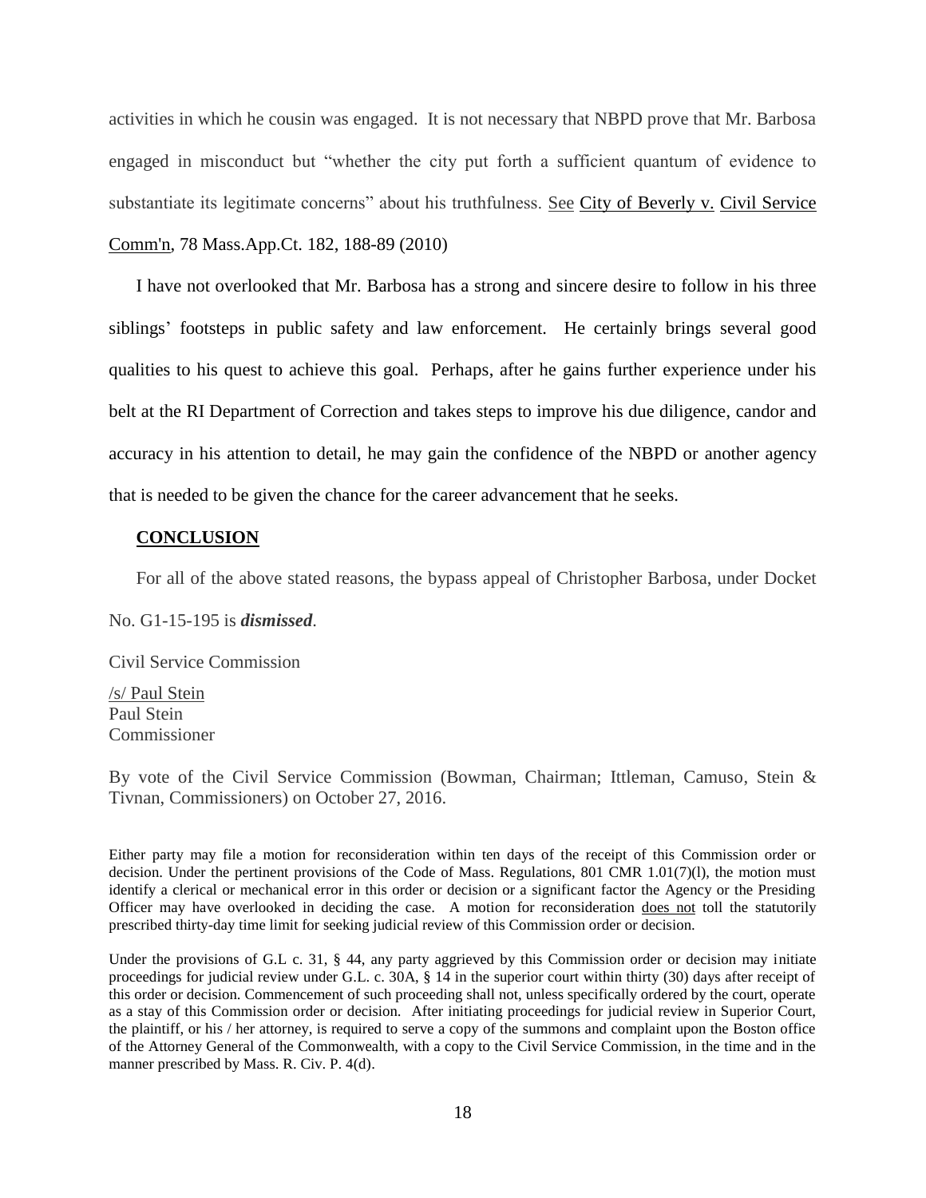activities in which he cousin was engaged. It is not necessary that NBPD prove that Mr. Barbosa engaged in misconduct but "whether the city put forth a sufficient quantum of evidence to substantiate its legitimate concerns" about his truthfulness. See City of Beverly v. Civil Service Comm'n, 78 Mass.App.Ct. 182, 188-89 (2010)

I have not overlooked that Mr. Barbosa has a strong and sincere desire to follow in his three siblings' footsteps in public safety and law enforcement. He certainly brings several good qualities to his quest to achieve this goal. Perhaps, after he gains further experience under his belt at the RI Department of Correction and takes steps to improve his due diligence, candor and accuracy in his attention to detail, he may gain the confidence of the NBPD or another agency that is needed to be given the chance for the career advancement that he seeks.

## CONCLUSION

For all of the above stated reasons, the bypass appeal of Christopher Barbosa, under Docket No. G1-15-195 is ***dismissed***.

Civil Service Commission

/s/ Paul Stein
Paul Stein
Commissioner

By vote of the Civil Service Commission (Bowman, Chairman; Ittleman, Camuso, Stein & Tivnan, Commissioners) on October 27, 2016.

Either party may file a motion for reconsideration within ten days of the receipt of this Commission order or decision. Under the pertinent provisions of the Code of Mass. Regulations, 801 CMR 1.01(7)(l), the motion must identify a clerical or mechanical error in this order or decision or a significant factor the Agency or the Presiding Officer may have overlooked in deciding the case. A motion for reconsideration does not toll the statutorily prescribed thirty-day time limit for seeking judicial review of this Commission order or decision.

Under the provisions of G.L c. 31, § 44, any party aggrieved by this Commission order or decision may initiate proceedings for judicial review under G.L. c. 30A, § 14 in the superior court within thirty (30) days after receipt of this order or decision. Commencement of such proceeding shall not, unless specifically ordered by the court, operate as a stay of this Commission order or decision. After initiating proceedings for judicial review in Superior Court, the plaintiff, or his / her attorney, is required to serve a copy of the summons and complaint upon the Boston office of the Attorney General of the Commonwealth, with a copy to the Civil Service Commission, in the time and in the manner prescribed by Mass. R. Civ. P. 4(d).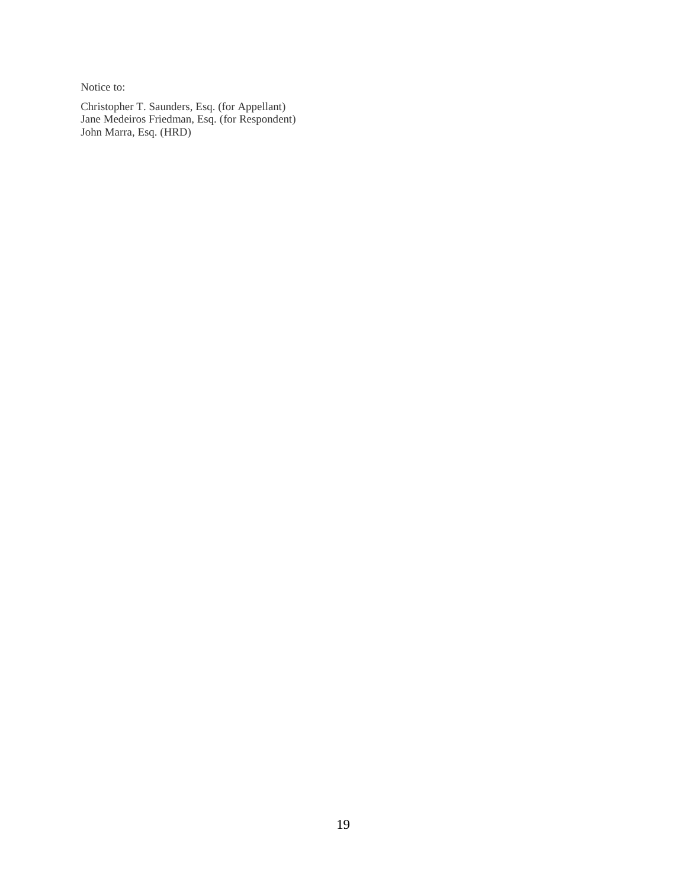Notice to:

Christopher T. Saunders, Esq. (for Appellant)
Jane Medeiros Friedman, Esq. (for Respondent)
John Marra, Esq. (HRD)